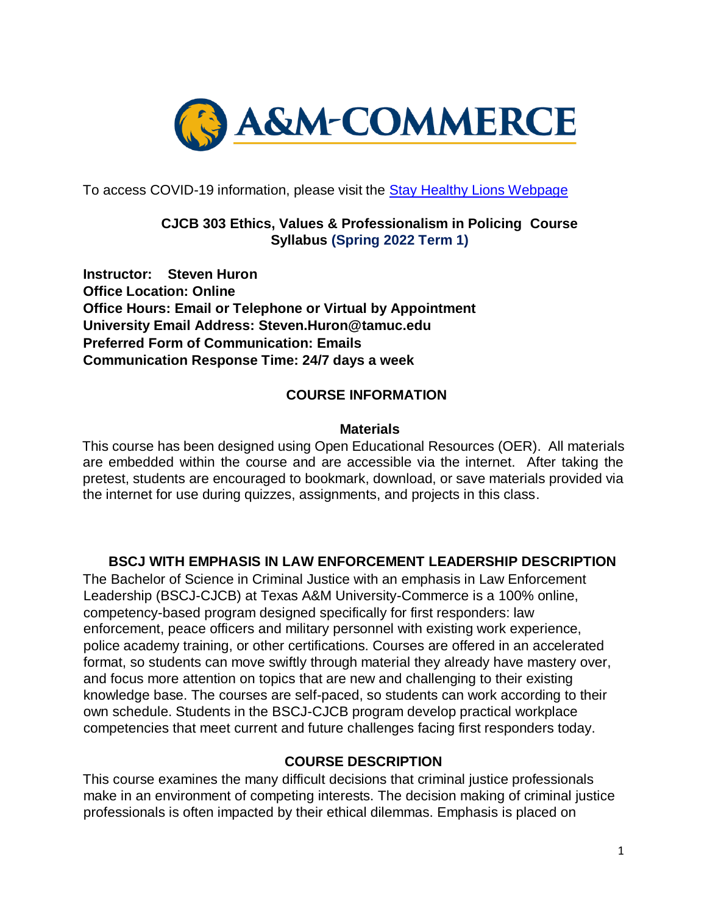To access COVID-19 information, please visit the [Stay Healthy Lions Webpage]

# CJCB 303 Ethics, Values & Professionalism in Policing Course Syllabus (Spring 2022 Term 1)

**Instructor: Steven Huron**
**Office Location: Online**
**Office Hours: Email or Telephone or Virtual by Appointment**
**University Email Address: Steven.Huron@tamuc.edu**
**Preferred Form of Communication: Emails**
**Communication Response Time: 24/7 days a week**

## COURSE INFORMATION

### Materials

This course has been designed using Open Educational Resources (OER). All materials are embedded within the course and are accessible via the internet. After taking the pretest, students are encouraged to bookmark, download, or save materials provided via the internet for use during quizzes, assignments, and projects in this class.

### BSCJ WITH EMPHASIS IN LAW ENFORCEMENT LEADERSHIP DESCRIPTION

The Bachelor of Science in Criminal Justice with an emphasis in Law Enforcement Leadership (BSCJ-CJCB) at Texas A&M University-Commerce is a 100% online, competency-based program designed specifically for first responders: law enforcement, peace officers and military personnel with existing work experience, police academy training, or other certifications. Courses are offered in an accelerated format, so students can move swiftly through material they already have mastery over, and focus more attention on topics that are new and challenging to their existing knowledge base. The courses are self-paced, so students can work according to their own schedule. Students in the BSCJ-CJCB program develop practical workplace competencies that meet current and future challenges facing first responders today.

### COURSE DESCRIPTION

This course examines the many difficult decisions that criminal justice professionals make in an environment of competing interests. The decision making of criminal justice professionals is often impacted by their ethical dilemmas. Emphasis is placed on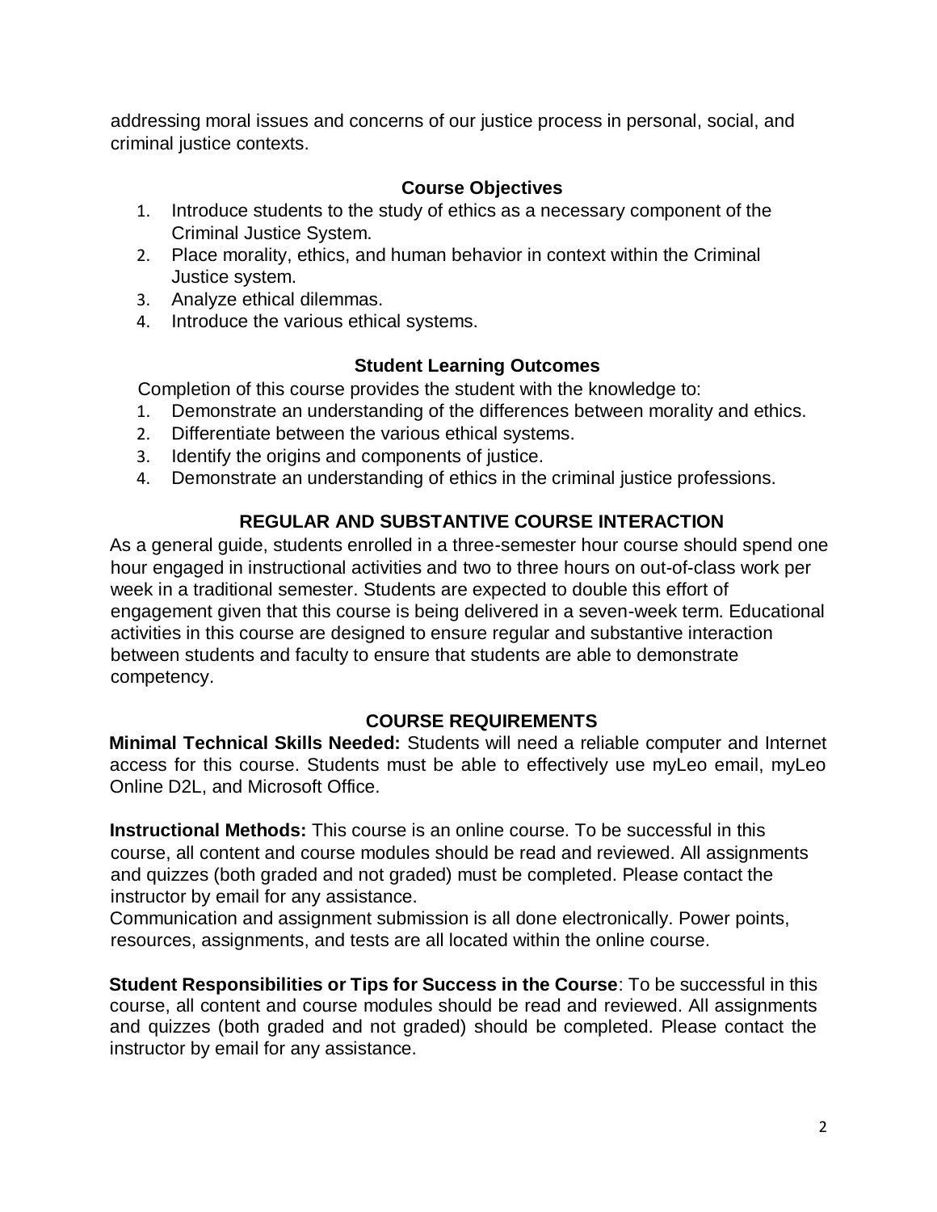addressing moral issues and concerns of our justice process in personal, social, and criminal justice contexts.

### Course Objectives

1. Introduce students to the study of ethics as a necessary component of the Criminal Justice System.
2. Place morality, ethics, and human behavior in context within the Criminal Justice system.
3. Analyze ethical dilemmas.
4. Introduce the various ethical systems.

### Student Learning Outcomes

Completion of this course provides the student with the knowledge to:

1. Demonstrate an understanding of the differences between morality and ethics.
2. Differentiate between the various ethical systems.
3. Identify the origins and components of justice.
4. Demonstrate an understanding of ethics in the criminal justice professions.

## REGULAR AND SUBSTANTIVE COURSE INTERACTION

As a general guide, students enrolled in a three-semester hour course should spend one hour engaged in instructional activities and two to three hours on out-of-class work per week in a traditional semester. Students are expected to double this effort of engagement given that this course is being delivered in a seven-week term. Educational activities in this course are designed to ensure regular and substantive interaction between students and faculty to ensure that students are able to demonstrate competency.

## COURSE REQUIREMENTS

**Minimal Technical Skills Needed:** Students will need a reliable computer and Internet access for this course. Students must be able to effectively use myLeo email, myLeo Online D2L, and Microsoft Office.

**Instructional Methods:** This course is an online course. To be successful in this course, all content and course modules should be read and reviewed. All assignments and quizzes (both graded and not graded) must be completed. Please contact the instructor by email for any assistance.
Communication and assignment submission is all done electronically. Power points, resources, assignments, and tests are all located within the online course.

**Student Responsibilities or Tips for Success in the Course**: To be successful in this course, all content and course modules should be read and reviewed. All assignments and quizzes (both graded and not graded) should be completed. Please contact the instructor by email for any assistance.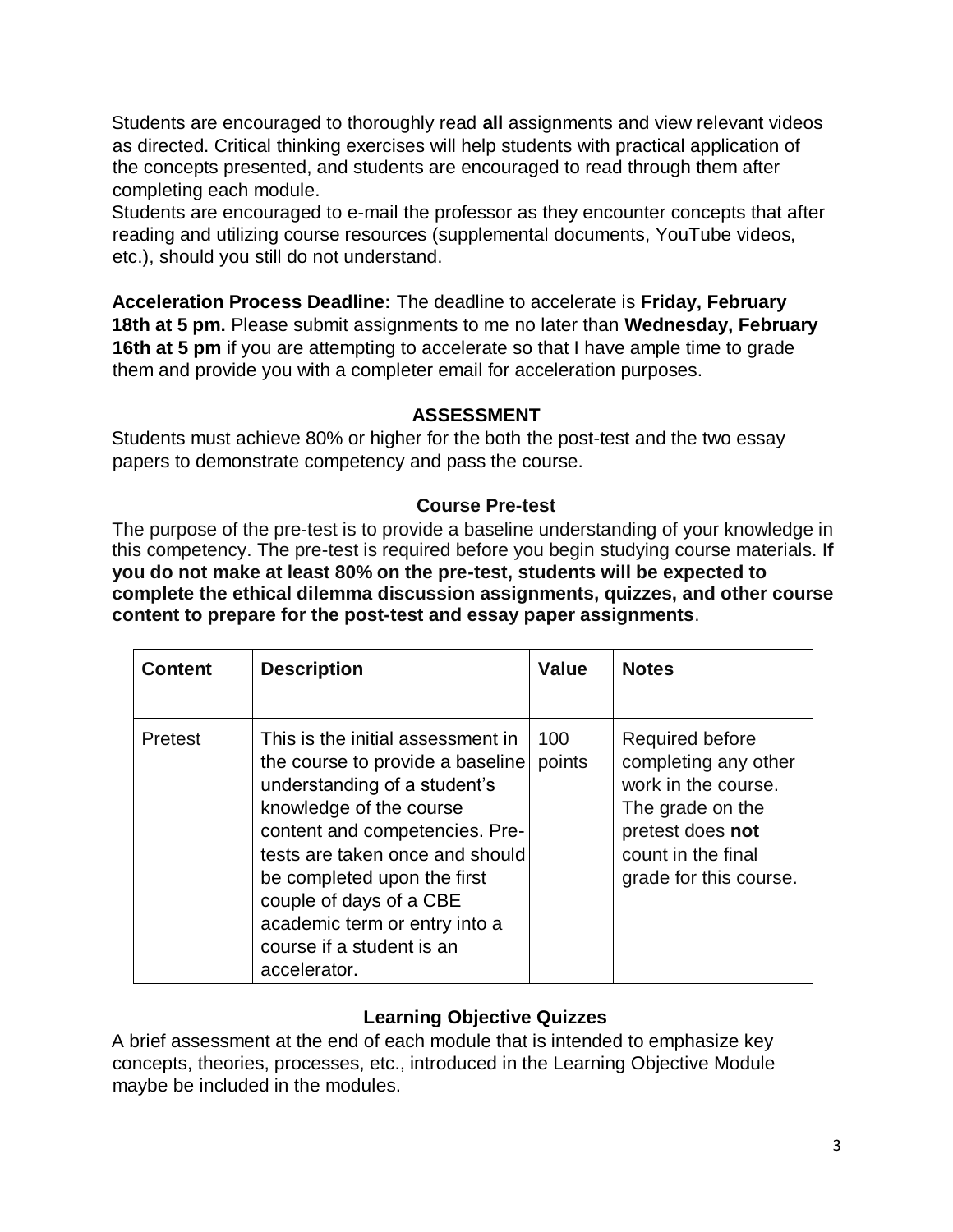Students are encouraged to thoroughly read **all** assignments and view relevant videos as directed. Critical thinking exercises will help students with practical application of the concepts presented, and students are encouraged to read through them after completing each module.

Students are encouraged to e-mail the professor as they encounter concepts that after reading and utilizing course resources (supplemental documents, YouTube videos, etc.), should you still do not understand.

**Acceleration Process Deadline:** The deadline to accelerate is **Friday, February 18th at 5 pm.** Please submit assignments to me no later than **Wednesday, February 16th at 5 pm** if you are attempting to accelerate so that I have ample time to grade them and provide you with a completer email for acceleration purposes.

## ASSESSMENT

Students must achieve 80% or higher for the both the post-test and the two essay papers to demonstrate competency and pass the course.

### Course Pre-test

The purpose of the pre-test is to provide a baseline understanding of your knowledge in this competency. The pre-test is required before you begin studying course materials. **If you do not make at least 80% on the pre-test, students will be expected to complete the ethical dilemma discussion assignments, quizzes, and other course content to prepare for the post-test and essay paper assignments**.

| Content | Description | Value | Notes |
|---|---|---|---|
| Pretest | This is the initial assessment in the course to provide a baseline understanding of a student's knowledge of the course content and competencies. Pre-tests are taken once and should be completed upon the first couple of days of a CBE academic term or entry into a course if a student is an accelerator. | 100 points | Required before completing any other work in the course. The grade on the pretest does **not** count in the final grade for this course. |

### Learning Objective Quizzes

A brief assessment at the end of each module that is intended to emphasize key concepts, theories, processes, etc., introduced in the Learning Objective Module maybe be included in the modules.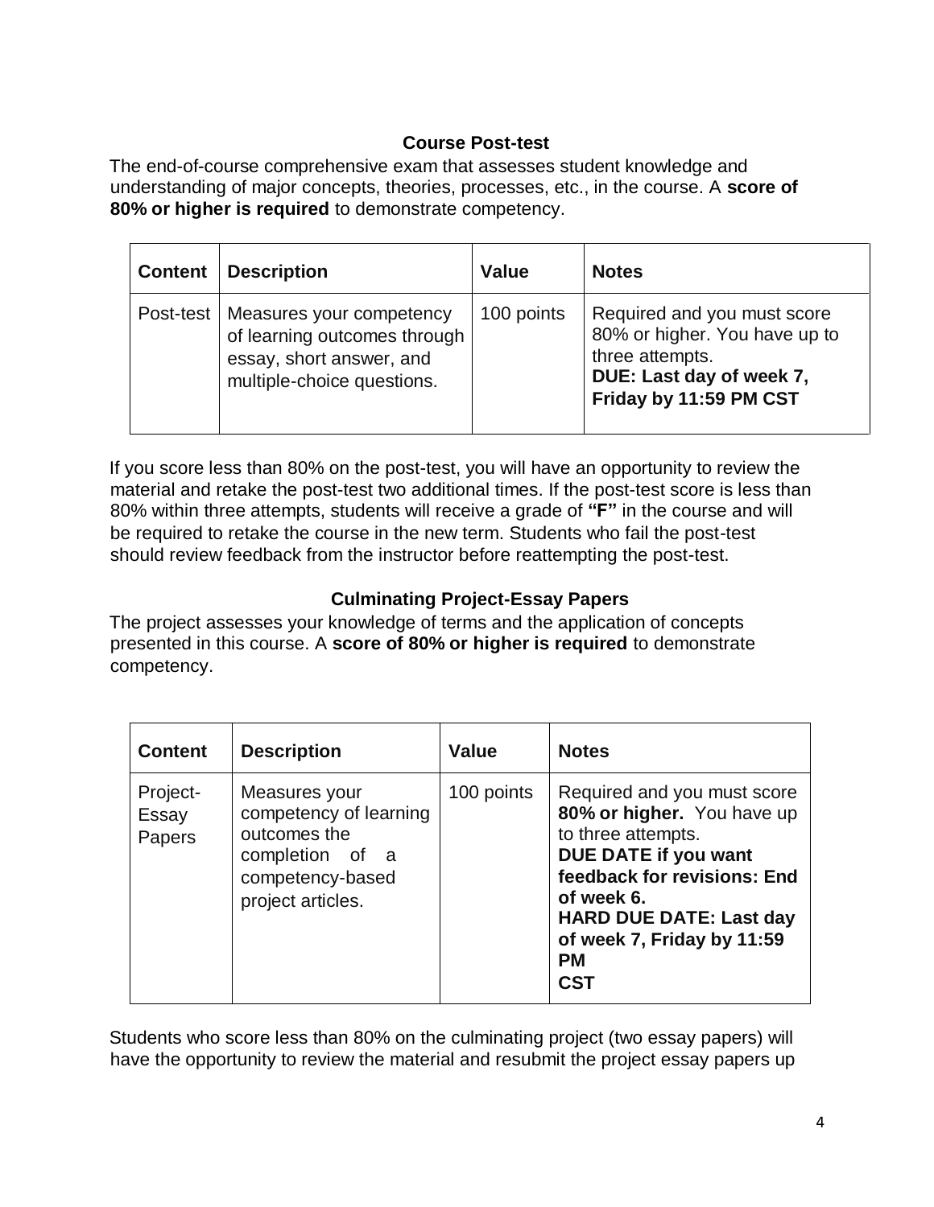### Course Post-test

The end-of-course comprehensive exam that assesses student knowledge and understanding of major concepts, theories, processes, etc., in the course. A **score of 80% or higher is required** to demonstrate competency.

| Content | Description | Value | Notes |
|---|---|---|---|
| Post-test | Measures your competency of learning outcomes through essay, short answer, and multiple-choice questions. | 100 points | Required and you must score 80% or higher. You have up to three attempts. **DUE: Last day of week 7, Friday by 11:59 PM CST** |

If you score less than 80% on the post-test, you will have an opportunity to review the material and retake the post-test two additional times. If the post-test score is less than 80% within three attempts, students will receive a grade of **"F"** in the course and will be required to retake the course in the new term. Students who fail the post-test should review feedback from the instructor before reattempting the post-test.

### Culminating Project-Essay Papers

The project assesses your knowledge of terms and the application of concepts presented in this course. A **score of 80% or higher is required** to demonstrate competency.

| Content | Description | Value | Notes |
|---|---|---|---|
| Project-Essay Papers | Measures your competency of learning outcomes the completion of a competency-based project articles. | 100 points | Required and you must score **80% or higher.** You have up to three attempts. **DUE DATE if you want feedback for revisions: End of week 6. HARD DUE DATE: Last day of week 7, Friday by 11:59 PM CST** |

Students who score less than 80% on the culminating project (two essay papers) will have the opportunity to review the material and resubmit the project essay papers up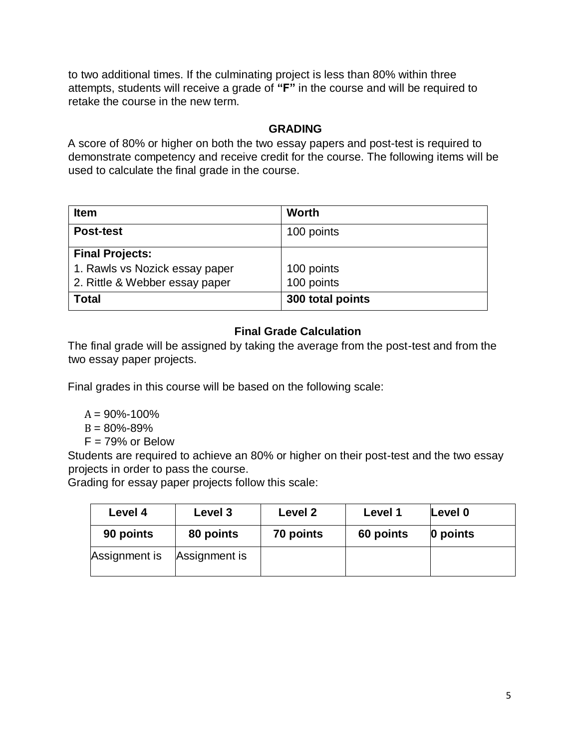to two additional times. If the culminating project is less than 80% within three attempts, students will receive a grade of **"F"** in the course and will be required to retake the course in the new term.

## GRADING

A score of 80% or higher on both the two essay papers and post-test is required to demonstrate competency and receive credit for the course. The following items will be used to calculate the final grade in the course.

| Item | Worth |
|---|---|
| **Post-test** | 100 points |
| **Final Projects:**<br>1. Rawls vs Nozick essay paper<br>2. Rittle & Webber essay paper | <br>100 points<br>100 points |
| **Total** | **300 total points** |

### Final Grade Calculation

The final grade will be assigned by taking the average from the post-test and from the two essay paper projects.

Final grades in this course will be based on the following scale:

A = 90%-100%
B = 80%-89%
F = 79% or Below

Students are required to achieve an 80% or higher on their post-test and the two essay projects in order to pass the course.

Grading for essay paper projects follow this scale:

| Level 4 | Level 3 | Level 2 | Level 1 | Level 0 |
|---|---|---|---|---|
| **90 points** | **80 points** | **70 points** | **60 points** | **0 points** |
| Assignment is | Assignment is | | | |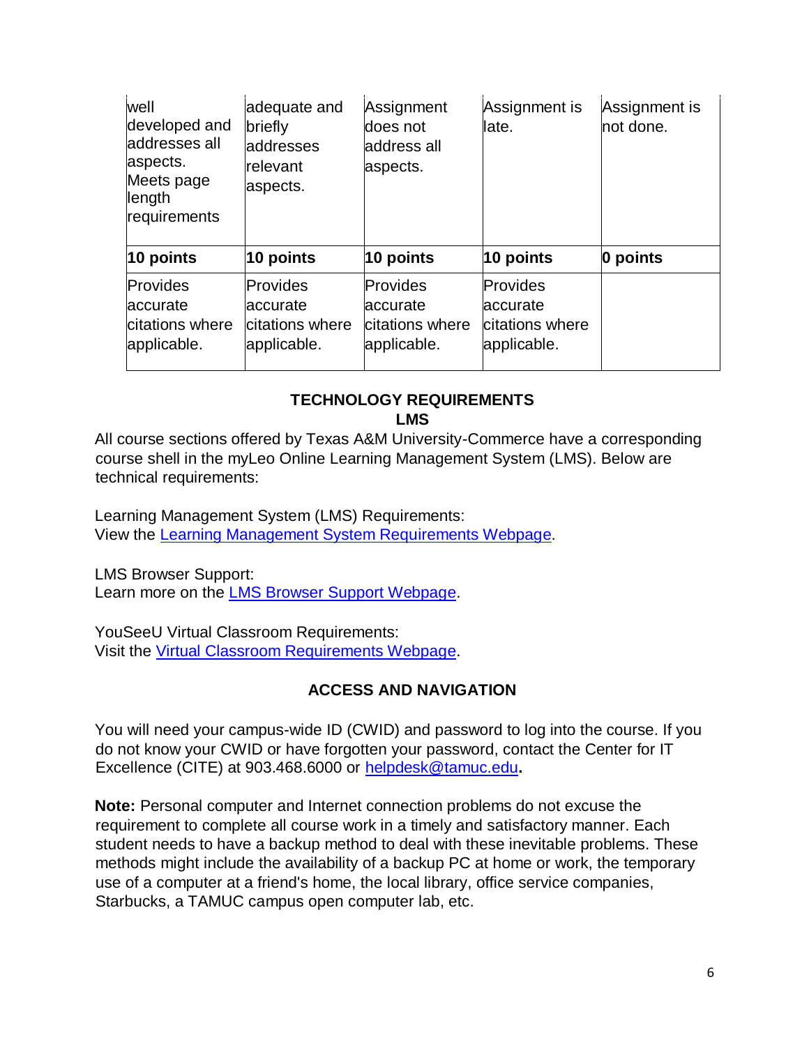| | | | | |
|---|---|---|---|---|
| well developed and addresses all aspects. Meets page length requirements | adequate and briefly addresses relevant aspects. | Assignment does not address all aspects. | Assignment is late. | Assignment is not done. |
| **10 points** | **10 points** | **10 points** | **10 points** | **0 points** |
| Provides accurate citations where applicable. | Provides accurate citations where applicable. | Provides accurate citations where applicable. | Provides accurate citations where applicable. | |

## TECHNOLOGY REQUIREMENTS

### LMS

All course sections offered by Texas A&M University-Commerce have a corresponding course shell in the myLeo Online Learning Management System (LMS). Below are technical requirements:

Learning Management System (LMS) Requirements:
View the [Learning Management System Requirements Webpage](#).

LMS Browser Support:
Learn more on the [LMS Browser Support Webpage](#).

YouSeeU Virtual Classroom Requirements:
Visit the [Virtual Classroom Requirements Webpage](#).

## ACCESS AND NAVIGATION

You will need your campus-wide ID (CWID) and password to log into the course. If you do not know your CWID or have forgotten your password, contact the Center for IT Excellence (CITE) at 903.468.6000 or [helpdesk@tamuc.edu](mailto:helpdesk@tamuc.edu)**.**

**Note:** Personal computer and Internet connection problems do not excuse the requirement to complete all course work in a timely and satisfactory manner. Each student needs to have a backup method to deal with these inevitable problems. These methods might include the availability of a backup PC at home or work, the temporary use of a computer at a friend's home, the local library, office service companies, Starbucks, a TAMUC campus open computer lab, etc.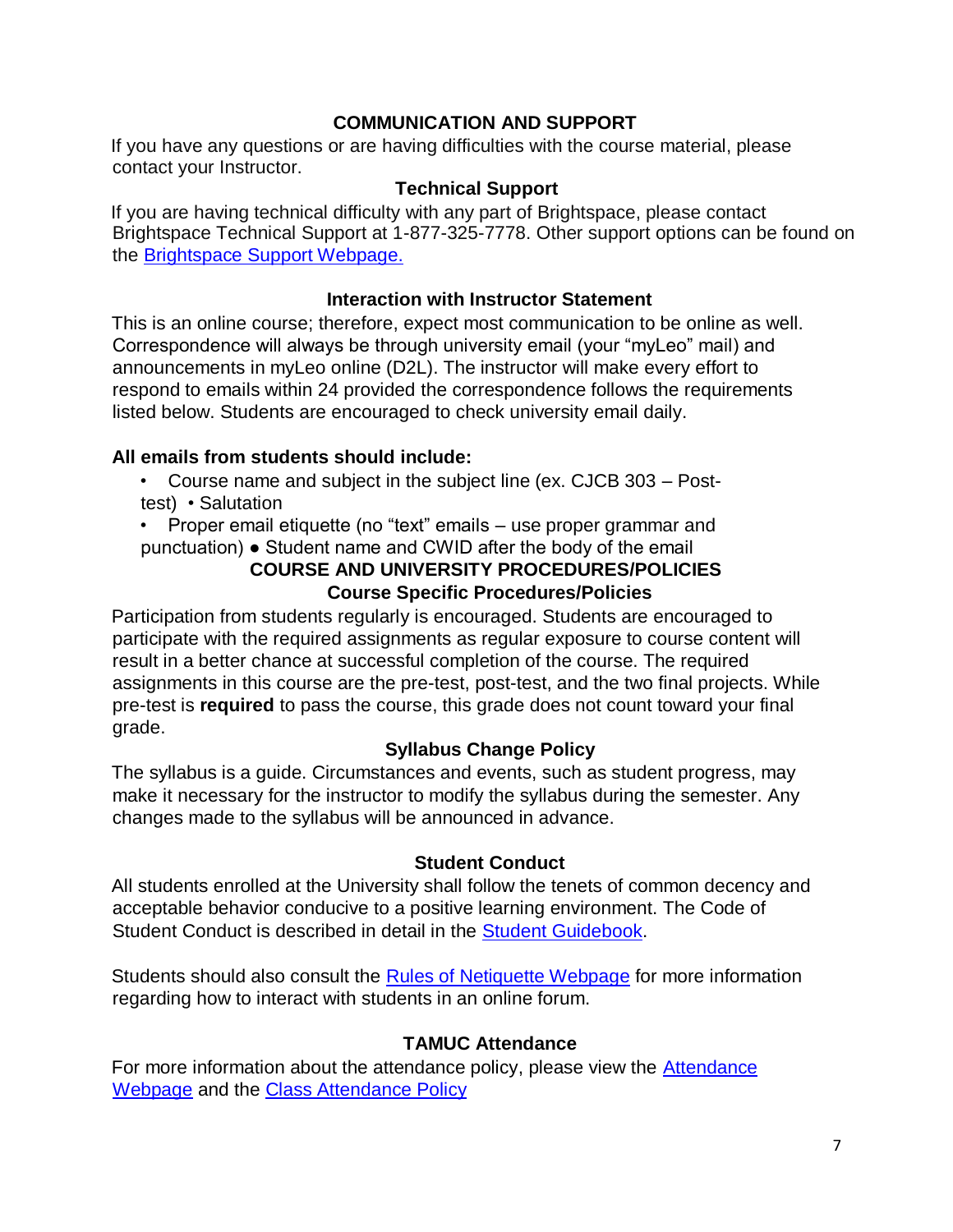## COMMUNICATION AND SUPPORT

If you have any questions or are having difficulties with the course material, please contact your Instructor.

### Technical Support

If you are having technical difficulty with any part of Brightspace, please contact Brightspace Technical Support at 1-877-325-7778. Other support options can be found on the Brightspace Support Webpage.

### Interaction with Instructor Statement

This is an online course; therefore, expect most communication to be online as well. Correspondence will always be through university email (your "myLeo" mail) and announcements in myLeo online (D2L). The instructor will make every effort to respond to emails within 24 provided the correspondence follows the requirements listed below. Students are encouraged to check university email daily.

**All emails from students should include:**

- Course name and subject in the subject line (ex. CJCB 303 – Post-test)
- Salutation
- Proper email etiquette (no "text" emails – use proper grammar and punctuation)
- Student name and CWID after the body of the email

## COURSE AND UNIVERSITY PROCEDURES/POLICIES

### Course Specific Procedures/Policies

Participation from students regularly is encouraged. Students are encouraged to participate with the required assignments as regular exposure to course content will result in a better chance at successful completion of the course. The required assignments in this course are the pre-test, post-test, and the two final projects. While pre-test is **required** to pass the course, this grade does not count toward your final grade.

### Syllabus Change Policy

The syllabus is a guide. Circumstances and events, such as student progress, may make it necessary for the instructor to modify the syllabus during the semester. Any changes made to the syllabus will be announced in advance.

### Student Conduct

All students enrolled at the University shall follow the tenets of common decency and acceptable behavior conducive to a positive learning environment. The Code of Student Conduct is described in detail in the Student Guidebook.

Students should also consult the Rules of Netiquette Webpage for more information regarding how to interact with students in an online forum.

### TAMUC Attendance

For more information about the attendance policy, please view the Attendance Webpage and the Class Attendance Policy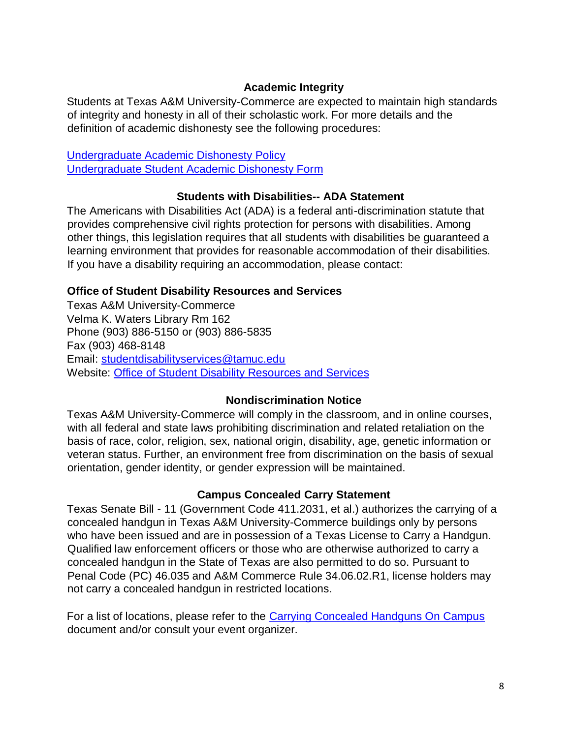## Academic Integrity

Students at Texas A&M University-Commerce are expected to maintain high standards of integrity and honesty in all of their scholastic work. For more details and the definition of academic dishonesty see the following procedures:

Undergraduate Academic Dishonesty Policy
Undergraduate Student Academic Dishonesty Form

## Students with Disabilities-- ADA Statement

The Americans with Disabilities Act (ADA) is a federal anti-discrimination statute that provides comprehensive civil rights protection for persons with disabilities. Among other things, this legislation requires that all students with disabilities be guaranteed a learning environment that provides for reasonable accommodation of their disabilities. If you have a disability requiring an accommodation, please contact:

**Office of Student Disability Resources and Services**
Texas A&M University-Commerce
Velma K. Waters Library Rm 162
Phone (903) 886-5150 or (903) 886-5835
Fax (903) 468-8148
Email: studentdisabilityservices@tamuc.edu
Website: Office of Student Disability Resources and Services

## Nondiscrimination Notice

Texas A&M University-Commerce will comply in the classroom, and in online courses, with all federal and state laws prohibiting discrimination and related retaliation on the basis of race, color, religion, sex, national origin, disability, age, genetic information or veteran status. Further, an environment free from discrimination on the basis of sexual orientation, gender identity, or gender expression will be maintained.

## Campus Concealed Carry Statement

Texas Senate Bill - 11 (Government Code 411.2031, et al.) authorizes the carrying of a concealed handgun in Texas A&M University-Commerce buildings only by persons who have been issued and are in possession of a Texas License to Carry a Handgun. Qualified law enforcement officers or those who are otherwise authorized to carry a concealed handgun in the State of Texas are also permitted to do so. Pursuant to Penal Code (PC) 46.035 and A&M Commerce Rule 34.06.02.R1, license holders may not carry a concealed handgun in restricted locations.

For a list of locations, please refer to the Carrying Concealed Handguns On Campus document and/or consult your event organizer.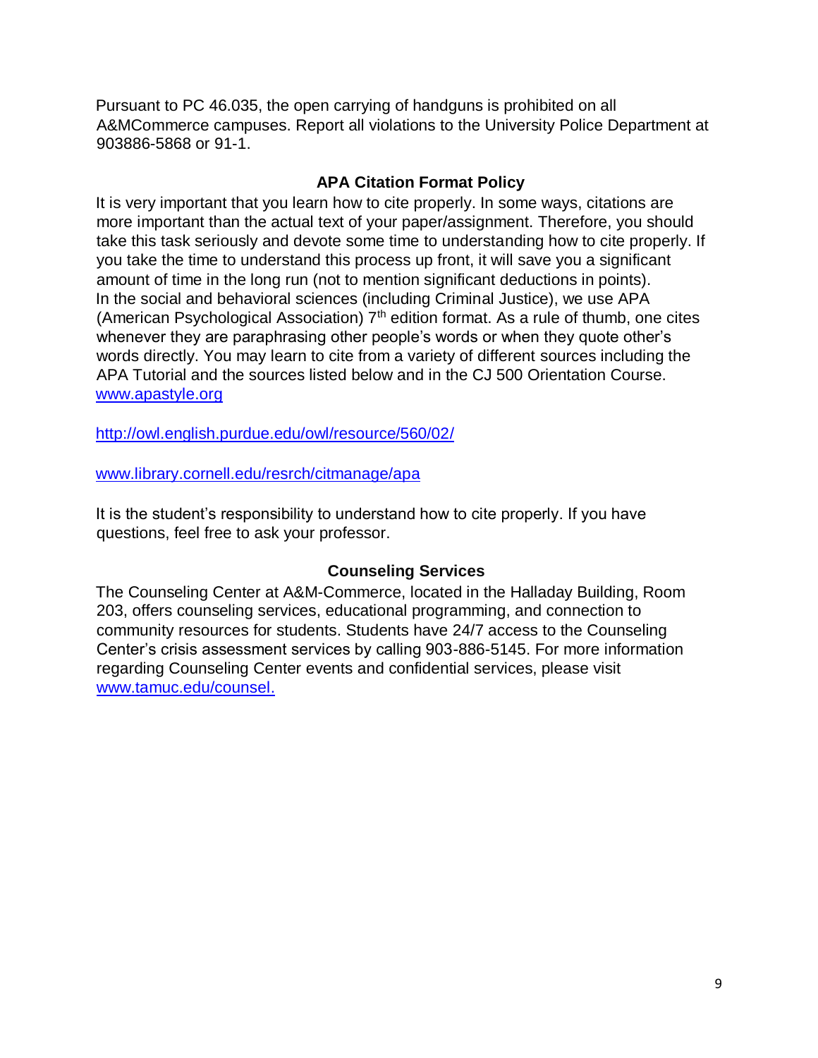Pursuant to PC 46.035, the open carrying of handguns is prohibited on all A&MCommerce campuses. Report all violations to the University Police Department at 903886-5868 or 91-1.

## APA Citation Format Policy

It is very important that you learn how to cite properly. In some ways, citations are more important than the actual text of your paper/assignment. Therefore, you should take this task seriously and devote some time to understanding how to cite properly. If you take the time to understand this process up front, it will save you a significant amount of time in the long run (not to mention significant deductions in points). In the social and behavioral sciences (including Criminal Justice), we use APA (American Psychological Association) 7th edition format. As a rule of thumb, one cites whenever they are paraphrasing other people's words or when they quote other's words directly. You may learn to cite from a variety of different sources including the APA Tutorial and the sources listed below and in the CJ 500 Orientation Course. www.apastyle.org

http://owl.english.purdue.edu/owl/resource/560/02/

www.library.cornell.edu/resrch/citmanage/apa

It is the student's responsibility to understand how to cite properly. If you have questions, feel free to ask your professor.

## Counseling Services

The Counseling Center at A&M-Commerce, located in the Halladay Building, Room 203, offers counseling services, educational programming, and connection to community resources for students. Students have 24/7 access to the Counseling Center's crisis assessment services by calling 903-886-5145. For more information regarding Counseling Center events and confidential services, please visit www.tamuc.edu/counsel.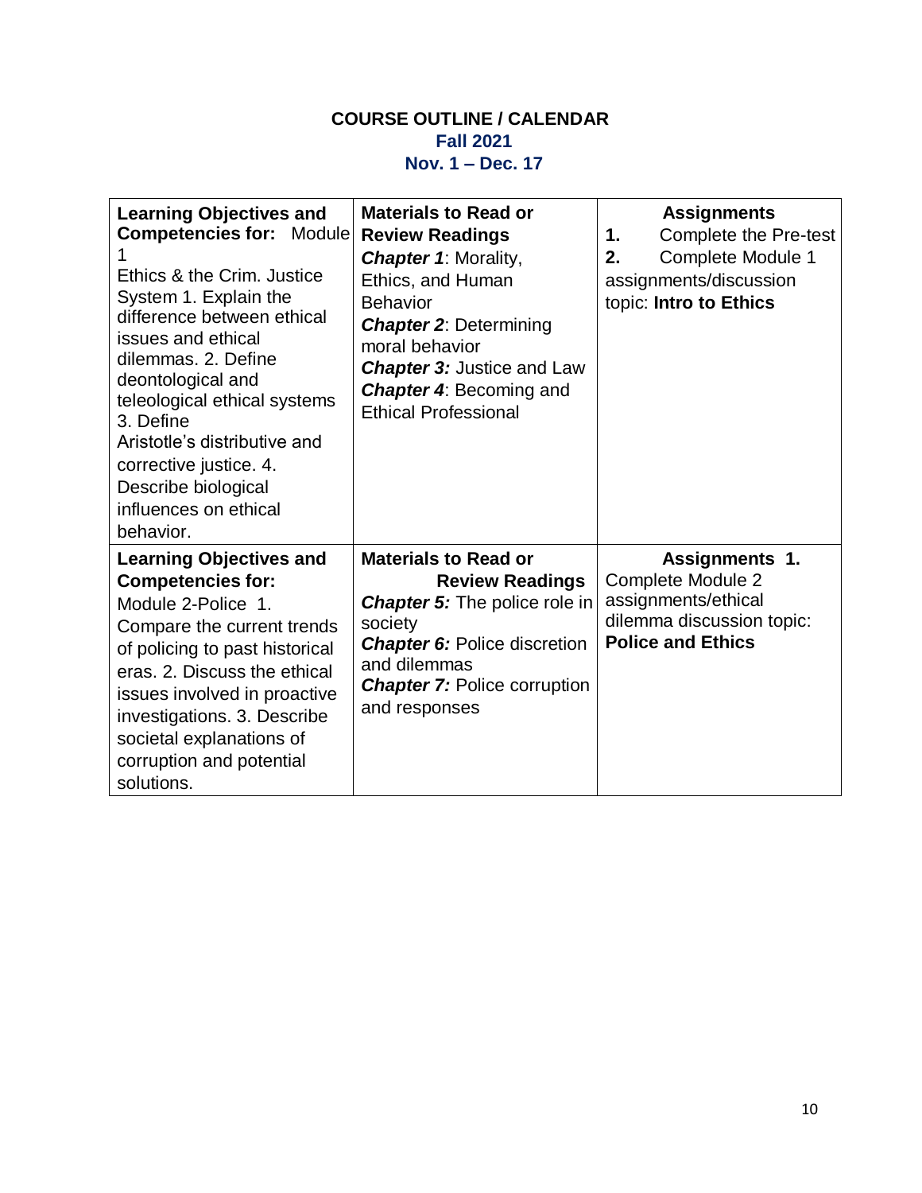# COURSE OUTLINE / CALENDAR

**Fall 2021**

**Nov. 1 – Dec. 17**

| **Learning Objectives and Competencies for:** Module 1<br>Ethics & the Crim. Justice System 1. Explain the difference between ethical issues and ethical dilemmas. 2. Define deontological and teleological ethical systems 3. Define Aristotle's distributive and corrective justice. 4. Describe biological influences on ethical behavior. | **Materials to Read or Review Readings**<br>***Chapter 1***: Morality, Ethics, and Human Behavior<br>***Chapter 2***: Determining moral behavior<br>***Chapter 3:*** Justice and Law<br>***Chapter 4***: Becoming and Ethical Professional | **Assignments**<br>**1.** Complete the Pre-test<br>**2.** Complete Module 1 assignments/discussion topic: **Intro to Ethics** |
|---|---|---|
| **Learning Objectives and Competencies for:**<br>Module 2-Police 1. Compare the current trends of policing to past historical eras. 2. Discuss the ethical issues involved in proactive investigations. 3. Describe societal explanations of corruption and potential solutions. | **Materials to Read or Review Readings**<br>***Chapter 5:*** The police role in society<br>***Chapter 6:*** Police discretion and dilemmas<br>***Chapter 7:*** Police corruption and responses | **Assignments 1.** Complete Module 2 assignments/ethical dilemma discussion topic: **Police and Ethics** |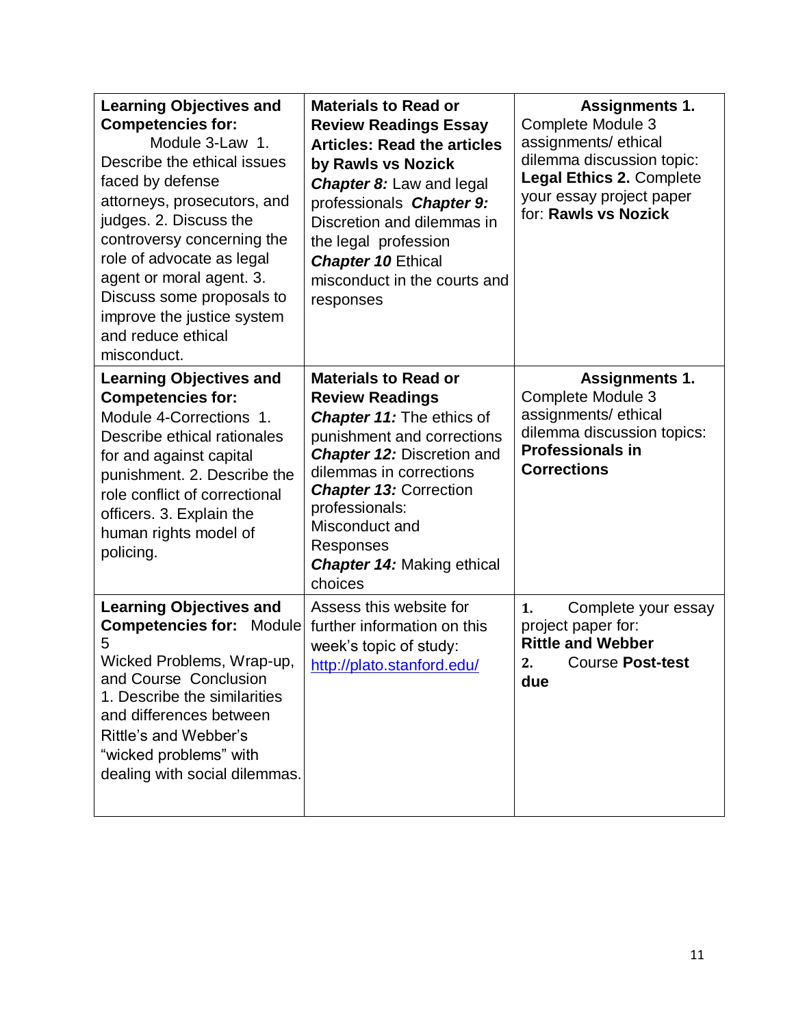| | | |
|---|---|---|
| **Learning Objectives and Competencies for:** Module 3-Law 1. Describe the ethical issues faced by defense attorneys, prosecutors, and judges. 2. Discuss the controversy concerning the role of advocate as legal agent or moral agent. 3. Discuss some proposals to improve the justice system and reduce ethical misconduct. | **Materials to Read or Review Readings Essay Articles: Read the articles by Rawls vs Nozick** ***Chapter 8:*** Law and legal professionals ***Chapter 9:*** Discretion and dilemmas in the legal profession ***Chapter 10*** Ethical misconduct in the courts and responses | **Assignments 1.** Complete Module 3 assignments/ ethical dilemma discussion topic: **Legal Ethics 2.** Complete your essay project paper for: **Rawls vs Nozick** |
| **Learning Objectives and Competencies for:** Module 4-Corrections 1. Describe ethical rationales for and against capital punishment. 2. Describe the role conflict of correctional officers. 3. Explain the human rights model of policing. | **Materials to Read or Review Readings** ***Chapter 11:*** The ethics of punishment and corrections ***Chapter 12:*** Discretion and dilemmas in corrections ***Chapter 13:*** Correction professionals: Misconduct and Responses ***Chapter 14:*** Making ethical choices | **Assignments 1.** Complete Module 3 assignments/ ethical dilemma discussion topics: **Professionals in Corrections** |
| **Learning Objectives and Competencies for:** Module 5 Wicked Problems, Wrap-up, and Course Conclusion 1. Describe the similarities and differences between Rittle's and Webber's "wicked problems" with dealing with social dilemmas. | Assess this website for further information on this week's topic of study: [http://plato.stanford.edu/](http://plato.stanford.edu/) | 1. Complete your essay project paper for: **Rittle and Webber** 2. Course **Post-test due** |